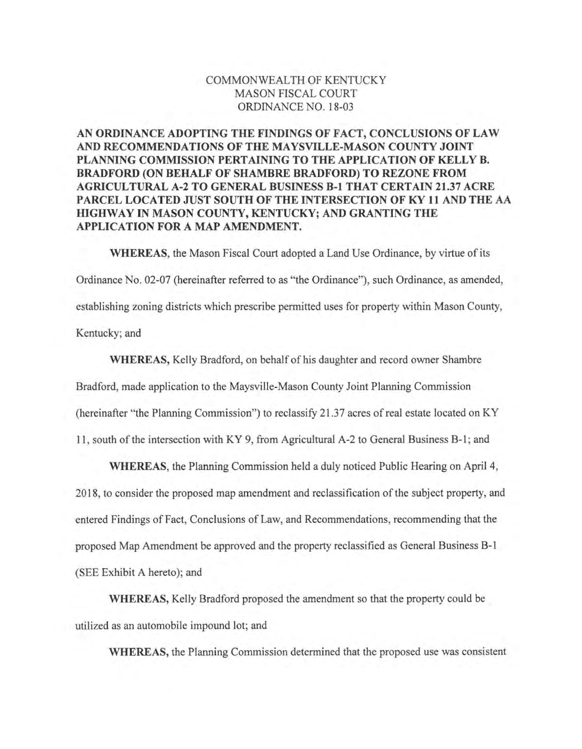COMMONWEALTH OF KENTUCKY
MASON FISCAL COURT
ORDINANCE NO. 18-03

**AN ORDINANCE ADOPTING THE FINDINGS OF FACT, CONCLUSIONS OF LAW AND RECOMMENDATIONS OF THE MAYSVILLE-MASON COUNTY JOINT PLANNING COMMISSION PERTAINING TO THE APPLICATION OF KELLY B. BRADFORD (ON BEHALF OF SHAMBRE BRADFORD) TO REZONE FROM AGRICULTURAL A-2 TO GENERAL BUSINESS B-1 THAT CERTAIN 21.37 ACRE PARCEL LOCATED JUST SOUTH OF THE INTERSECTION OF KY 11 AND THE AA HIGHWAY IN MASON COUNTY, KENTUCKY; AND GRANTING THE APPLICATION FOR A MAP AMENDMENT.**

**WHEREAS,** the Mason Fiscal Court adopted a Land Use Ordinance, by virtue of its Ordinance No. 02-07 (hereinafter referred to as "the Ordinance"), such Ordinance, as amended, establishing zoning districts which prescribe permitted uses for property within Mason County, Kentucky; and

**WHEREAS,** Kelly Bradford, on behalf of his daughter and record owner Shambre Bradford, made application to the Maysville-Mason County Joint Planning Commission (hereinafter "the Planning Commission") to reclassify 21.37 acres of real estate located on KY 11, south of the intersection with KY 9, from Agricultural A-2 to General Business B-1; and

**WHEREAS,** the Planning Commission held a duly noticed Public Hearing on April 4, 2018, to consider the proposed map amendment and reclassification of the subject property, and entered Findings of Fact, Conclusions of Law, and Recommendations, recommending that the proposed Map Amendment be approved and the property reclassified as General Business B-1 (SEE Exhibit A hereto); and

**WHEREAS,** Kelly Bradford proposed the amendment so that the property could be utilized as an automobile impound lot; and

**WHEREAS,** the Planning Commission determined that the proposed use was consistent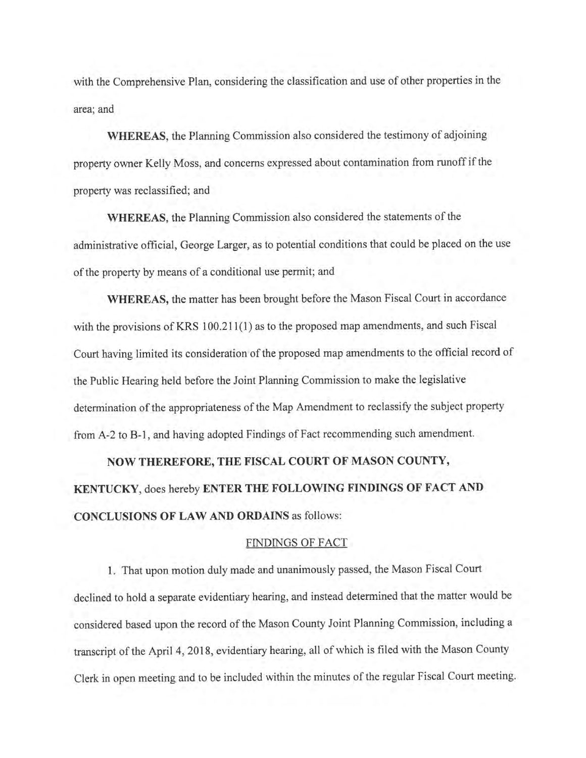with the Comprehensive Plan, considering the classification and use of other properties in the area; and

**WHEREAS**, the Planning Commission also considered the testimony of adjoining property owner Kelly Moss, and concerns expressed about contamination from runoff if the property was reclassified; and

**WHEREAS**, the Planning Commission also considered the statements of the administrative official, George Larger, as to potential conditions that could be placed on the use of the property by means of a conditional use permit; and

**WHEREAS,** the matter has been brought before the Mason Fiscal Court in accordance with the provisions of KRS 100.211(1) as to the proposed map amendments, and such Fiscal Court having limited its consideration of the proposed map amendments to the official record of the Public Hearing held before the Joint Planning Commission to make the legislative determination of the appropriateness of the Map Amendment to reclassify the subject property from A-2 to B-1, and having adopted Findings of Fact recommending such amendment.

**NOW THEREFORE, THE FISCAL COURT OF MASON COUNTY, KENTUCKY**, does hereby **ENTER THE FOLLOWING FINDINGS OF FACT AND CONCLUSIONS OF LAW AND ORDAINS** as follows:

FINDINGS OF FACT

1. That upon motion duly made and unanimously passed, the Mason Fiscal Court declined to hold a separate evidentiary hearing, and instead determined that the matter would be considered based upon the record of the Mason County Joint Planning Commission, including a transcript of the April 4, 2018, evidentiary hearing, all of which is filed with the Mason County Clerk in open meeting and to be included within the minutes of the regular Fiscal Court meeting.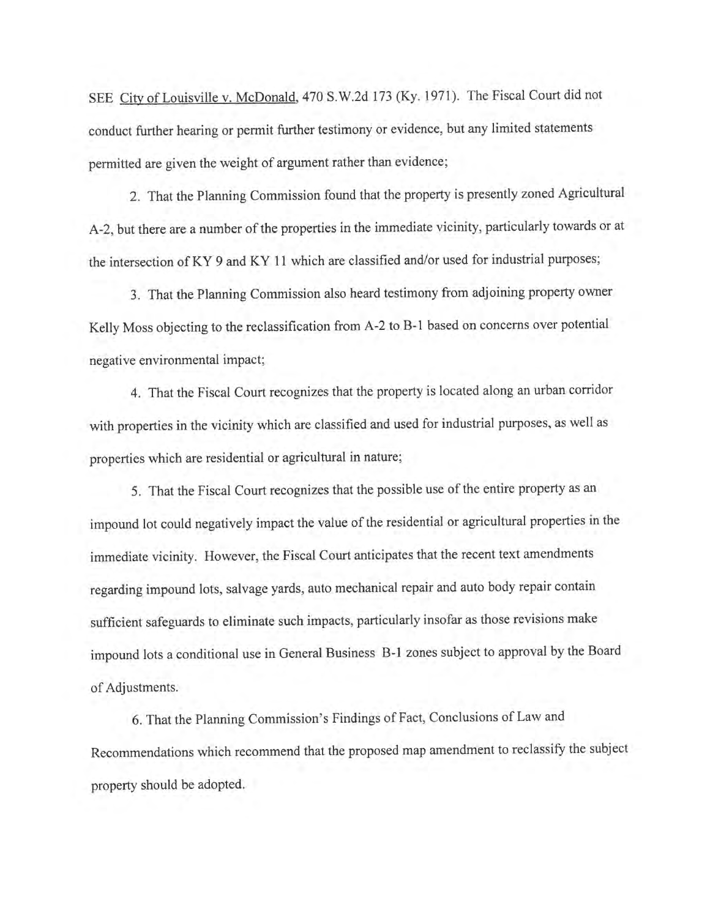SEE City of Louisville v. McDonald, 470 S.W.2d 173 (Ky. 1971). The Fiscal Court did not conduct further hearing or permit further testimony or evidence, but any limited statements permitted are given the weight of argument rather than evidence;

2. That the Planning Commission found that the property is presently zoned Agricultural A-2, but there are a number of the properties in the immediate vicinity, particularly towards or at the intersection of KY 9 and KY 11 which are classified and/or used for industrial purposes;

3. That the Planning Commission also heard testimony from adjoining property owner Kelly Moss objecting to the reclassification from A-2 to B-1 based on concerns over potential negative environmental impact;

4. That the Fiscal Court recognizes that the property is located along an urban corridor with properties in the vicinity which are classified and used for industrial purposes, as well as properties which are residential or agricultural in nature;

5. That the Fiscal Court recognizes that the possible use of the entire property as an impound lot could negatively impact the value of the residential or agricultural properties in the immediate vicinity. However, the Fiscal Court anticipates that the recent text amendments regarding impound lots, salvage yards, auto mechanical repair and auto body repair contain sufficient safeguards to eliminate such impacts, particularly insofar as those revisions make impound lots a conditional use in General Business B-1 zones subject to approval by the Board of Adjustments.

6. That the Planning Commission's Findings of Fact, Conclusions of Law and Recommendations which recommend that the proposed map amendment to reclassify the subject property should be adopted.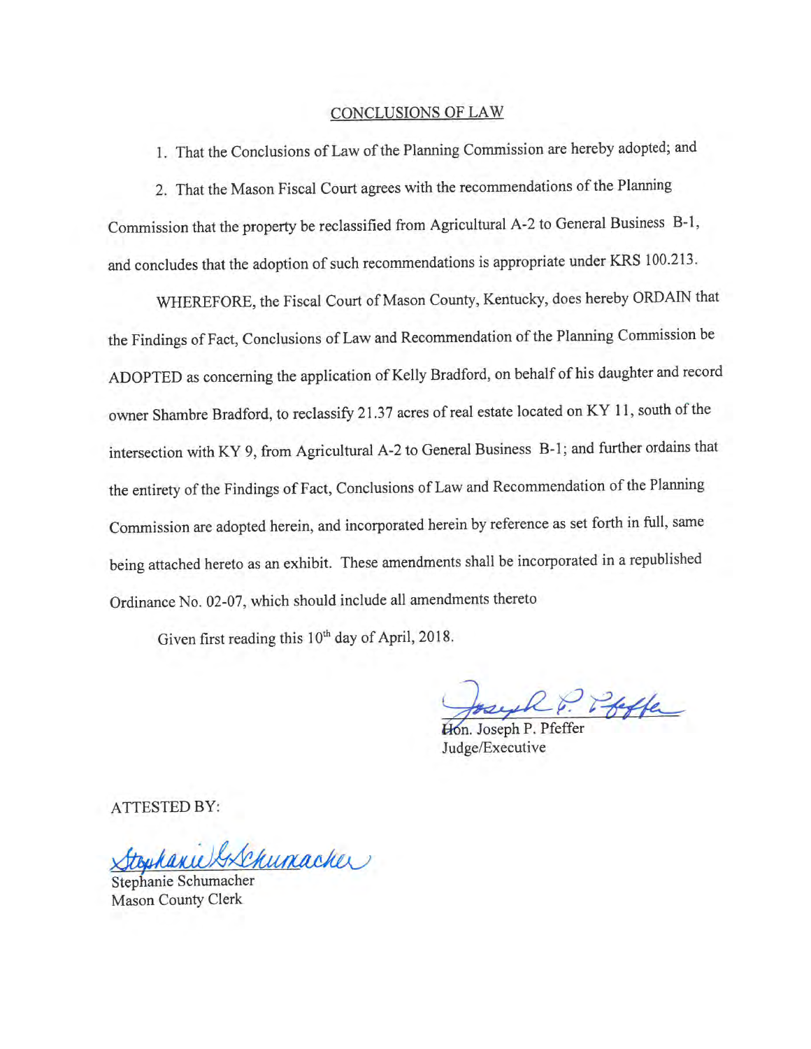## CONCLUSIONS OF LAW

1. That the Conclusions of Law of the Planning Commission are hereby adopted; and

2. That the Mason Fiscal Court agrees with the recommendations of the Planning Commission that the property be reclassified from Agricultural A-2 to General Business B-1, and concludes that the adoption of such recommendations is appropriate under KRS 100.213.

WHEREFORE, the Fiscal Court of Mason County, Kentucky, does hereby ORDAIN that the Findings of Fact, Conclusions of Law and Recommendation of the Planning Commission be ADOPTED as concerning the application of Kelly Bradford, on behalf of his daughter and record owner Shambre Bradford, to reclassify 21.37 acres of real estate located on KY 11, south of the intersection with KY 9, from Agricultural A-2 to General Business B-1; and further ordains that the entirety of the Findings of Fact, Conclusions of Law and Recommendation of the Planning Commission are adopted herein, and incorporated herein by reference as set forth in full, same being attached hereto as an exhibit. These amendments shall be incorporated in a republished Ordinance No. 02-07, which should include all amendments thereto

Given first reading this 10th day of April, 2018.

Joseph P. Pfeffer

Hon. Joseph P. Pfeffer
Judge/Executive

ATTESTED BY:

Stephanie G. Schumacher

Stephanie Schumacher
Mason County Clerk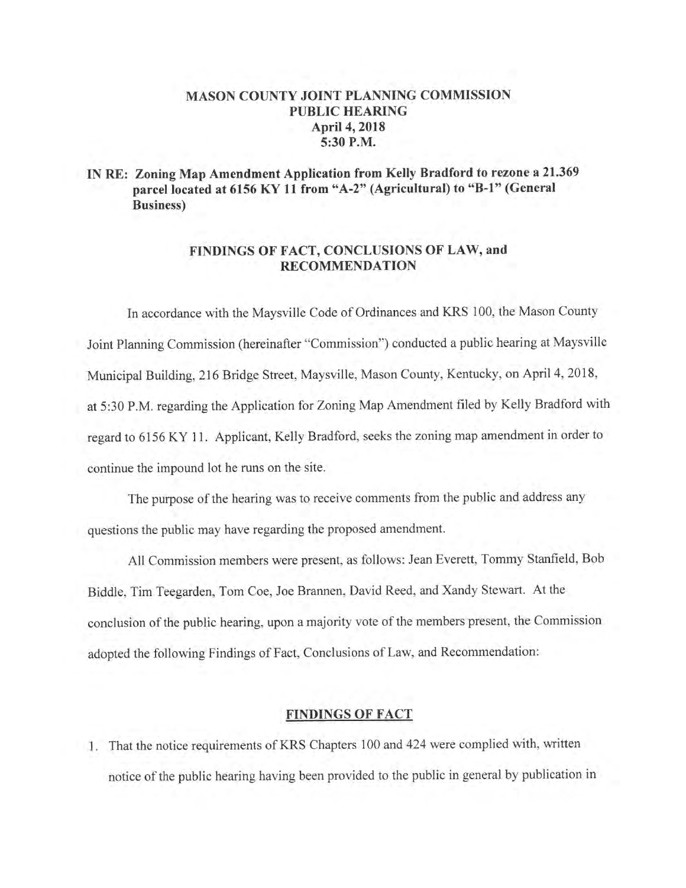**MASON COUNTY JOINT PLANNING COMMISSION**
**PUBLIC HEARING**
**April 4, 2018**
**5:30 P.M.**

**IN RE: Zoning Map Amendment Application from Kelly Bradford to rezone a 21.369 parcel located at 6156 KY 11 from "A-2" (Agricultural) to "B-1" (General Business)**

## FINDINGS OF FACT, CONCLUSIONS OF LAW, and RECOMMENDATION

In accordance with the Maysville Code of Ordinances and KRS 100, the Mason County Joint Planning Commission (hereinafter "Commission") conducted a public hearing at Maysville Municipal Building, 216 Bridge Street, Maysville, Mason County, Kentucky, on April 4, 2018, at 5:30 P.M. regarding the Application for Zoning Map Amendment filed by Kelly Bradford with regard to 6156 KY 11. Applicant, Kelly Bradford, seeks the zoning map amendment in order to continue the impound lot he runs on the site.

The purpose of the hearing was to receive comments from the public and address any questions the public may have regarding the proposed amendment.

All Commission members were present, as follows: Jean Everett, Tommy Stanfield, Bob Biddle, Tim Teegarden, Tom Coe, Joe Brannen, David Reed, and Xandy Stewart. At the conclusion of the public hearing, upon a majority vote of the members present, the Commission adopted the following Findings of Fact, Conclusions of Law, and Recommendation:

### FINDINGS OF FACT

1. That the notice requirements of KRS Chapters 100 and 424 were complied with, written notice of the public hearing having been provided to the public in general by publication in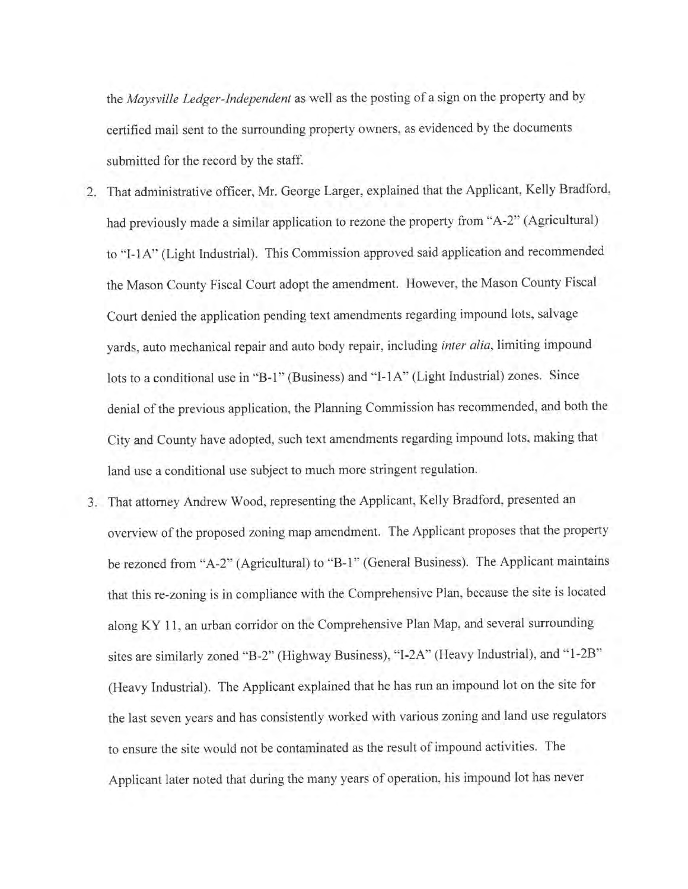the *Maysville Ledger-Independent* as well as the posting of a sign on the property and by certified mail sent to the surrounding property owners, as evidenced by the documents submitted for the record by the staff.

2. That administrative officer, Mr. George Larger, explained that the Applicant, Kelly Bradford, had previously made a similar application to rezone the property from "A-2" (Agricultural) to "I-1A" (Light Industrial). This Commission approved said application and recommended the Mason County Fiscal Court adopt the amendment. However, the Mason County Fiscal Court denied the application pending text amendments regarding impound lots, salvage yards, auto mechanical repair and auto body repair, including *inter alia*, limiting impound lots to a conditional use in "B-1" (Business) and "I-1A" (Light Industrial) zones. Since denial of the previous application, the Planning Commission has recommended, and both the City and County have adopted, such text amendments regarding impound lots, making that land use a conditional use subject to much more stringent regulation.
3. That attorney Andrew Wood, representing the Applicant, Kelly Bradford, presented an overview of the proposed zoning map amendment. The Applicant proposes that the property be rezoned from "A-2" (Agricultural) to "B-1" (General Business). The Applicant maintains that this re-zoning is in compliance with the Comprehensive Plan, because the site is located along KY 11, an urban corridor on the Comprehensive Plan Map, and several surrounding sites are similarly zoned "B-2" (Highway Business), "I-2A" (Heavy Industrial), and "1-2B" (Heavy Industrial). The Applicant explained that he has run an impound lot on the site for the last seven years and has consistently worked with various zoning and land use regulators to ensure the site would not be contaminated as the result of impound activities. The Applicant later noted that during the many years of operation, his impound lot has never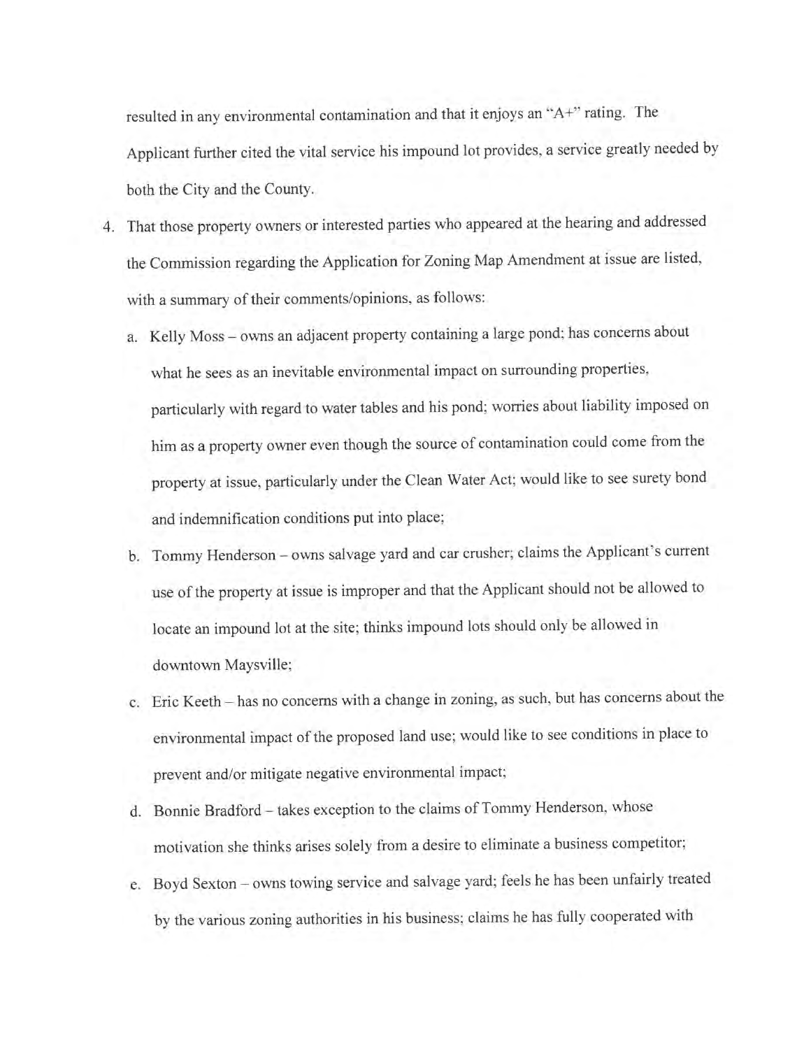resulted in any environmental contamination and that it enjoys an "A+" rating. The Applicant further cited the vital service his impound lot provides, a service greatly needed by both the City and the County.

4. That those property owners or interested parties who appeared at the hearing and addressed the Commission regarding the Application for Zoning Map Amendment at issue are listed, with a summary of their comments/opinions, as follows:

   a. Kelly Moss – owns an adjacent property containing a large pond; has concerns about what he sees as an inevitable environmental impact on surrounding properties, particularly with regard to water tables and his pond; worries about liability imposed on him as a property owner even though the source of contamination could come from the property at issue, particularly under the Clean Water Act; would like to see surety bond and indemnification conditions put into place;

   b. Tommy Henderson – owns salvage yard and car crusher; claims the Applicant's current use of the property at issue is improper and that the Applicant should not be allowed to locate an impound lot at the site; thinks impound lots should only be allowed in downtown Maysville;

   c. Eric Keeth – has no concerns with a change in zoning, as such, but has concerns about the environmental impact of the proposed land use; would like to see conditions in place to prevent and/or mitigate negative environmental impact;

   d. Bonnie Bradford – takes exception to the claims of Tommy Henderson, whose motivation she thinks arises solely from a desire to eliminate a business competitor;

   e. Boyd Sexton – owns towing service and salvage yard; feels he has been unfairly treated by the various zoning authorities in his business; claims he has fully cooperated with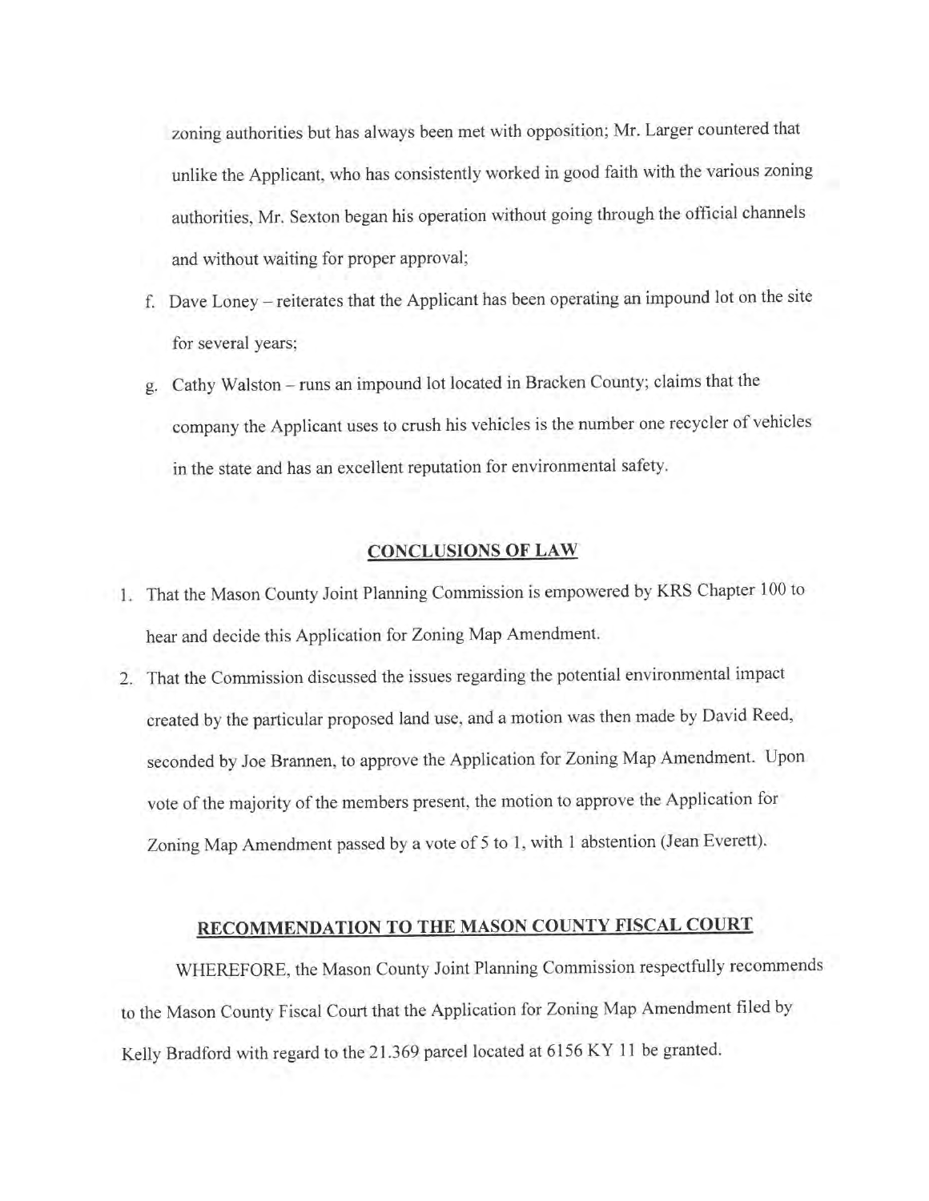zoning authorities but has always been met with opposition; Mr. Larger countered that unlike the Applicant, who has consistently worked in good faith with the various zoning authorities, Mr. Sexton began his operation without going through the official channels and without waiting for proper approval;

f. Dave Loney – reiterates that the Applicant has been operating an impound lot on the site for several years;

g. Cathy Walston – runs an impound lot located in Bracken County; claims that the company the Applicant uses to crush his vehicles is the number one recycler of vehicles in the state and has an excellent reputation for environmental safety.

## CONCLUSIONS OF LAW

1. That the Mason County Joint Planning Commission is empowered by KRS Chapter 100 to hear and decide this Application for Zoning Map Amendment.

2. That the Commission discussed the issues regarding the potential environmental impact created by the particular proposed land use, and a motion was then made by David Reed, seconded by Joe Brannen, to approve the Application for Zoning Map Amendment. Upon vote of the majority of the members present, the motion to approve the Application for Zoning Map Amendment passed by a vote of 5 to 1, with 1 abstention (Jean Everett).

## RECOMMENDATION TO THE MASON COUNTY FISCAL COURT

WHEREFORE, the Mason County Joint Planning Commission respectfully recommends to the Mason County Fiscal Court that the Application for Zoning Map Amendment filed by Kelly Bradford with regard to the 21.369 parcel located at 6156 KY 11 be granted.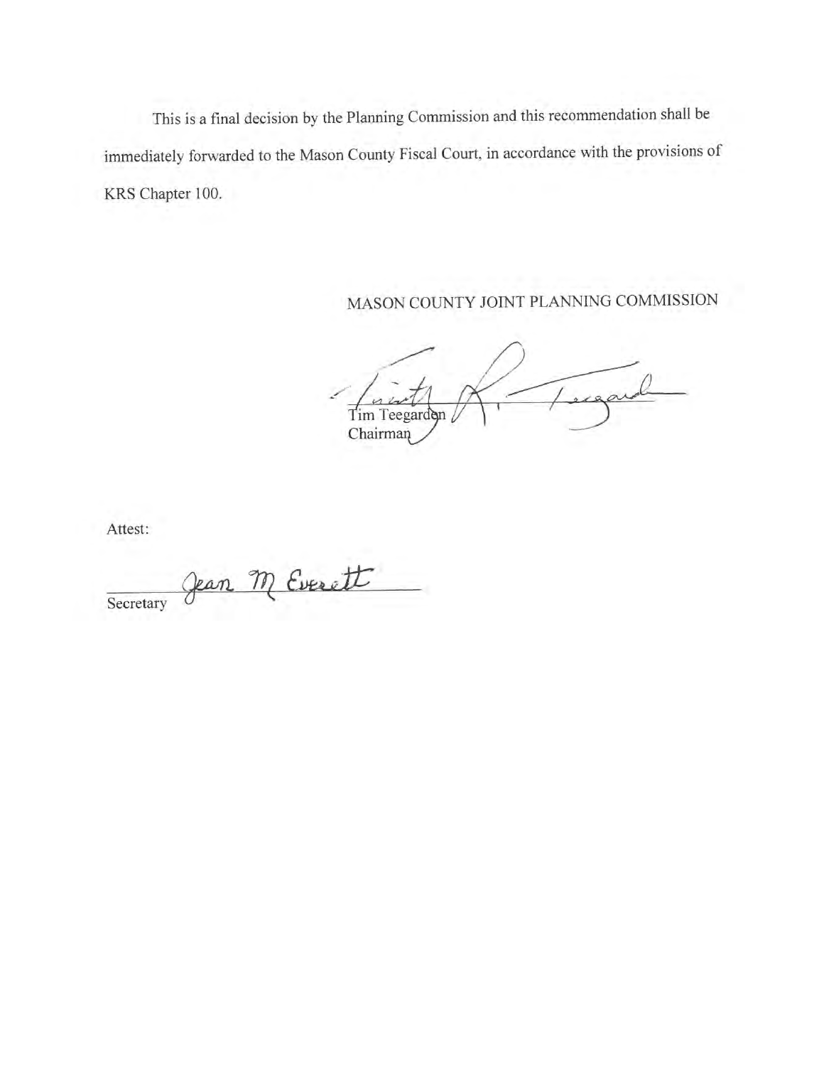This is a final decision by the Planning Commission and this recommendation shall be immediately forwarded to the Mason County Fiscal Court, in accordance with the provisions of KRS Chapter 100.

MASON COUNTY JOINT PLANNING COMMISSION

Tim Teegarden
Chairman

Attest:

Jean M Everett
Secretary